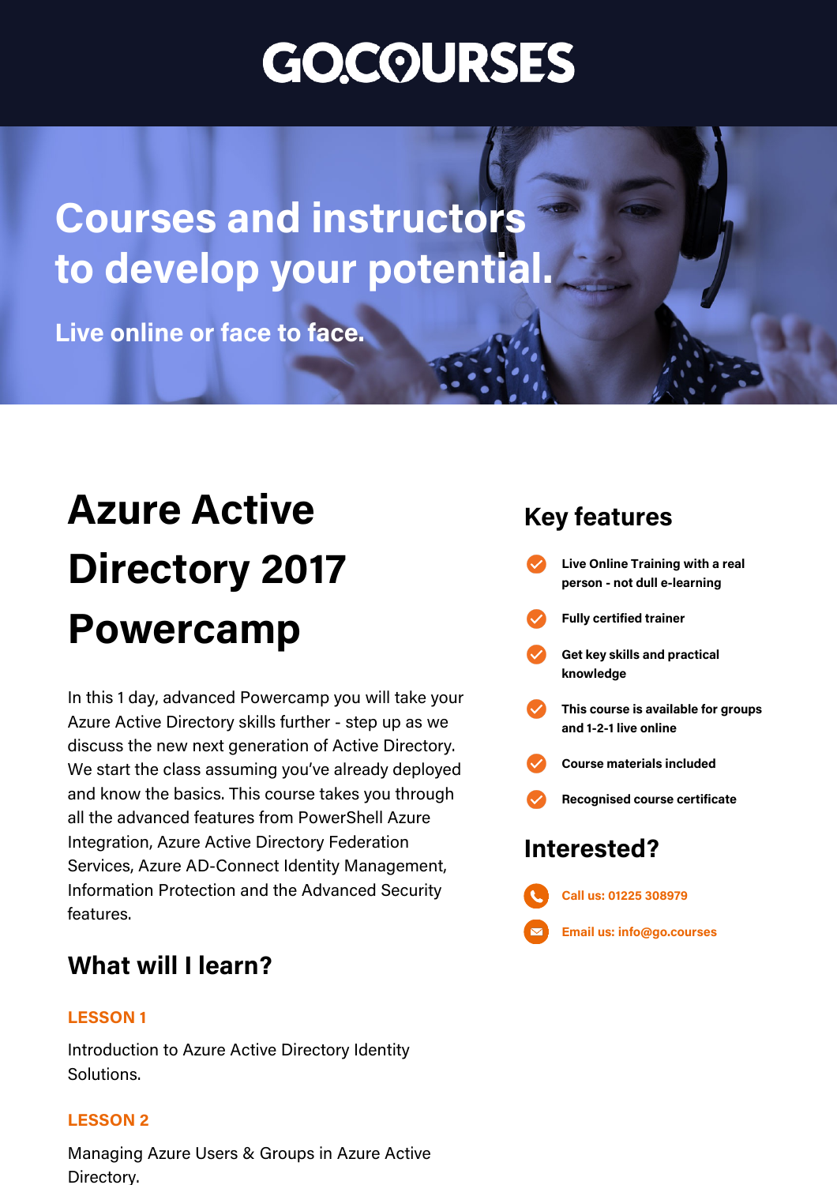# GOCOURSES

## Courses and instructors to develop your potential.

**Live online or face to face.**

# Azure Active Directory 2017 Powercamp

In this 1 day, advanced Powercamp you will take your Azure Active Directory skills further - step up as we discuss the new next generation of Active Directory. We start the class assuming you've already deployed and know the basics. This course takes you through all the advanced features from PowerShell Azure Integration, Azure Active Directory Federation Services, Azure AD-Connect Identity Management, Information Protection and the Advanced Security features.

## What will I learn?

**LESSON 1**

Introduction to Azure Active Directory Identity Solutions.

**LESSON 2**

Managing Azure Users & Groups in Azure Active Directory.

## Key features

- Live Online Training with a real person - not dull e-learning
- Fully certified trainer
- Get key skills and practical knowledge
- This course is available for groups and 1-2-1 live online
- Course materials included
- Recognised course certificate

## Interested?

- Call us: 01225 308979
- Email us: info@go.courses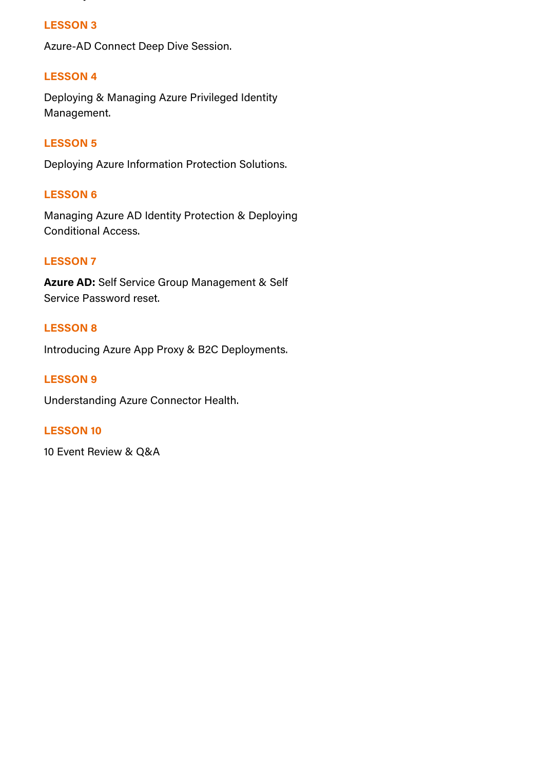### LESSON 3

Azure-AD Connect Deep Dive Session.

### LESSON 4

Deploying & Managing Azure Privileged Identity Management.

### LESSON 5

Deploying Azure Information Protection Solutions.

### LESSON 6

Managing Azure AD Identity Protection & Deploying Conditional Access.

### LESSON 7

**Azure AD:** Self Service Group Management & Self Service Password reset.

### LESSON 8

Introducing Azure App Proxy & B2C Deployments.

### LESSON 9

Understanding Azure Connector Health.

### LESSON 10

10 Event Review & Q&A